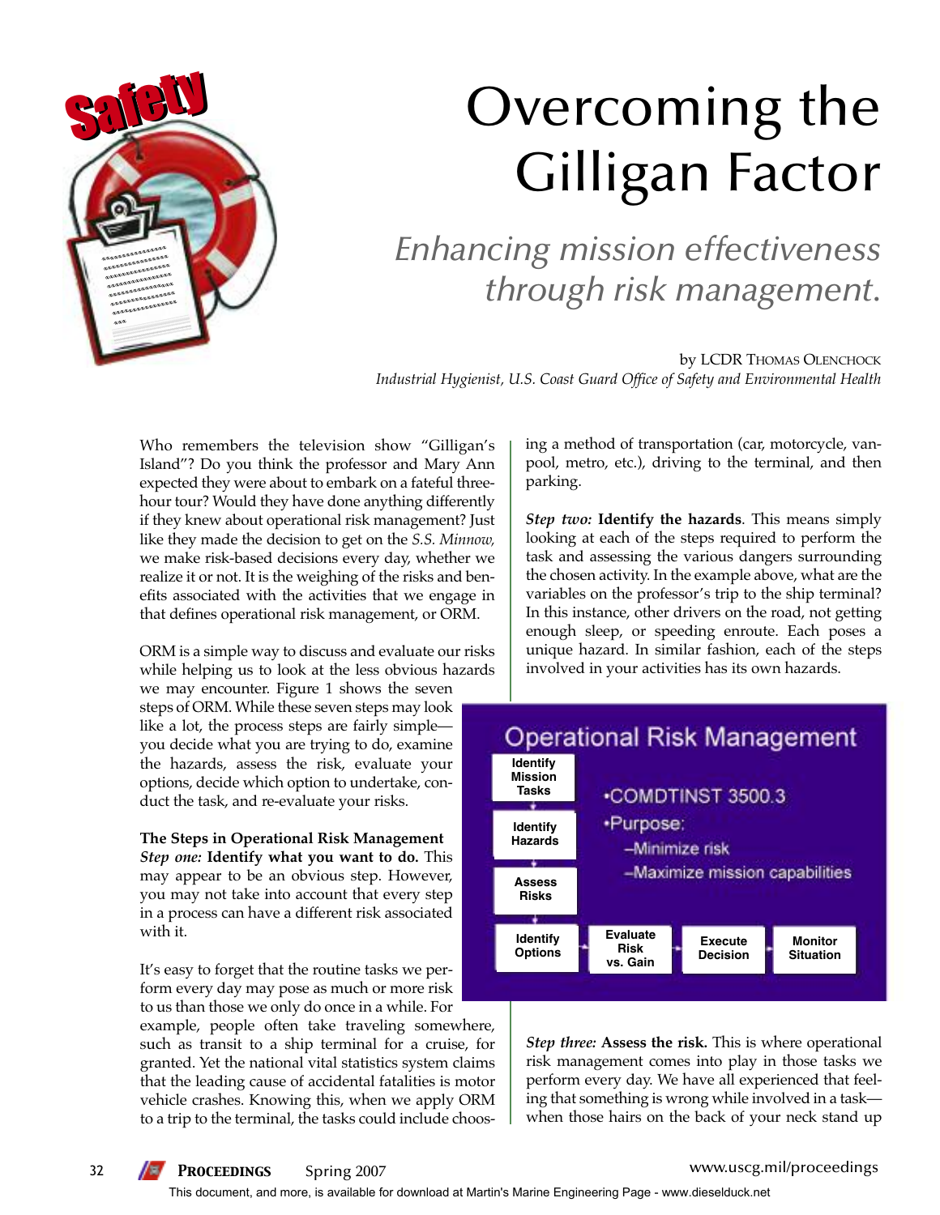# Overcoming the Gilligan Factor

## *Enhancing mission effectiveness through risk management.*

by LCDR Thomas Olenchock
*Industrial Hygienist, U.S. Coast Guard Office of Safety and Environmental Health*

Who remembers the television show "Gilligan's Island"? Do you think the professor and Mary Ann expected they were about to embark on a fateful three-hour tour? Would they have done anything differently if they knew about operational risk management? Just like they made the decision to get on the *S.S. Minnow,* we make risk-based decisions every day, whether we realize it or not. It is the weighing of the risks and benefits associated with the activities that we engage in that defines operational risk management, or ORM.

ORM is a simple way to discuss and evaluate our risks while helping us to look at the less obvious hazards we may encounter. Figure 1 shows the seven steps of ORM. While these seven steps may look like a lot, the process steps are fairly simple—you decide what you are trying to do, examine the hazards, assess the risk, evaluate your options, decide which option to undertake, conduct the task, and re-evaluate your risks.

**The Steps in Operational Risk Management**

***Step one:*** **Identify what you want to do.** This may appear to be an obvious step. However, you may not take into account that every step in a process can have a different risk associated with it.

It's easy to forget that the routine tasks we perform every day may pose as much or more risk to us than those we only do once in a while. For example, people often take traveling somewhere, such as transit to a ship terminal for a cruise, for granted. Yet the national vital statistics system claims that the leading cause of accidental fatalities is motor vehicle crashes. Knowing this, when we apply ORM to a trip to the terminal, the tasks could include choosing a method of transportation (car, motorcycle, vanpool, metro, etc.), driving to the terminal, and then parking.

***Step two:*** **Identify the hazards**. This means simply looking at each of the steps required to perform the task and assessing the various dangers surrounding the chosen activity. In the example above, what are the variables on the professor's trip to the ship terminal? In this instance, other drivers on the road, not getting enough sleep, or speeding enroute. Each poses a unique hazard. In similar fashion, each of the steps involved in your activities has its own hazards.

**Operational Risk Management**

- Identify Mission Tasks
- Identify Hazards
- Assess Risks
- Identify Options
- Evaluate Risk vs. Gain
- Execute Decision
- Monitor Situation

•COMDTINST 3500.3
•Purpose:
–Minimize risk
–Maximize mission capabilities

***Step three:*** **Assess the risk.** This is where operational risk management comes into play in those tasks we perform every day. We have all experienced that feeling that something is wrong while involved in a task—when those hairs on the back of your neck stand up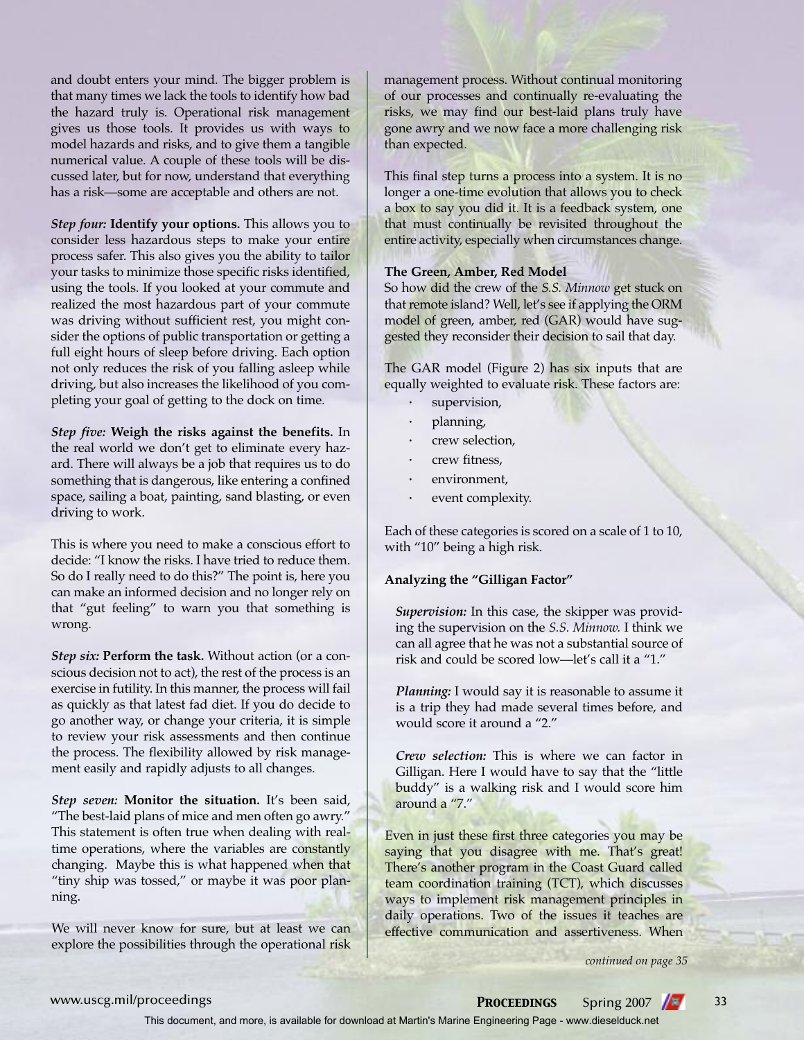and doubt enters your mind. The bigger problem is that many times we lack the tools to identify how bad the hazard truly is. Operational risk management gives us those tools. It provides us with ways to model hazards and risks, and to give them a tangible numerical value. A couple of these tools will be discussed later, but for now, understand that everything has a risk—some are acceptable and others are not.

***Step four:*** **Identify your options.** This allows you to consider less hazardous steps to make your entire process safer. This also gives you the ability to tailor your tasks to minimize those specific risks identified, using the tools. If you looked at your commute and realized the most hazardous part of your commute was driving without sufficient rest, you might consider the options of public transportation or getting a full eight hours of sleep before driving. Each option not only reduces the risk of you falling asleep while driving, but also increases the likelihood of you completing your goal of getting to the dock on time.

***Step five:*** **Weigh the risks against the benefits.** In the real world we don't get to eliminate every hazard. There will always be a job that requires us to do something that is dangerous, like entering a confined space, sailing a boat, painting, sand blasting, or even driving to work.

This is where you need to make a conscious effort to decide: "I know the risks. I have tried to reduce them. So do I really need to do this?" The point is, here you can make an informed decision and no longer rely on that "gut feeling" to warn you that something is wrong.

***Step six:*** **Perform the task.** Without action (or a conscious decision not to act), the rest of the process is an exercise in futility. In this manner, the process will fail as quickly as that latest fad diet. If you do decide to go another way, or change your criteria, it is simple to review your risk assessments and then continue the process. The flexibility allowed by risk management easily and rapidly adjusts to all changes.

***Step seven:*** **Monitor the situation.** It's been said, "The best-laid plans of mice and men often go awry." This statement is often true when dealing with real-time operations, where the variables are constantly changing. Maybe this is what happened when that "tiny ship was tossed," or maybe it was poor planning.

We will never know for sure, but at least we can explore the possibilities through the operational risk management process. Without continual monitoring of our processes and continually re-evaluating the risks, we may find our best-laid plans truly have gone awry and we now face a more challenging risk than expected.

This final step turns a process into a system. It is no longer a one-time evolution that allows you to check a box to say you did it. It is a feedback system, one that must continually be revisited throughout the entire activity, especially when circumstances change.

### The Green, Amber, Red Model

So how did the crew of the *S.S. Minnow* get stuck on that remote island? Well, let's see if applying the ORM model of green, amber, red (GAR) would have suggested they reconsider their decision to sail that day.

The GAR model (Figure 2) has six inputs that are equally weighted to evaluate risk. These factors are:

- supervision,
- planning,
- crew selection,
- crew fitness,
- environment,
- event complexity.

Each of these categories is scored on a scale of 1 to 10, with "10" being a high risk.

### Analyzing the "Gilligan Factor"

*Supervision:* In this case, the skipper was providing the supervision on the *S.S. Minnow.* I think we can all agree that he was not a substantial source of risk and could be scored low—let's call it a "1."

*Planning:* I would say it is reasonable to assume it is a trip they had made several times before, and would score it around a "2."

*Crew selection:* This is where we can factor in Gilligan. Here I would have to say that the "little buddy" is a walking risk and I would score him around a "7."

Even in just these first three categories you may be saying that you disagree with me. That's great! There's another program in the Coast Guard called team coordination training (TCT), which discusses ways to implement risk management principles in daily operations. Two of the issues it teaches are effective communication and assertiveness. When

*continued on page 35*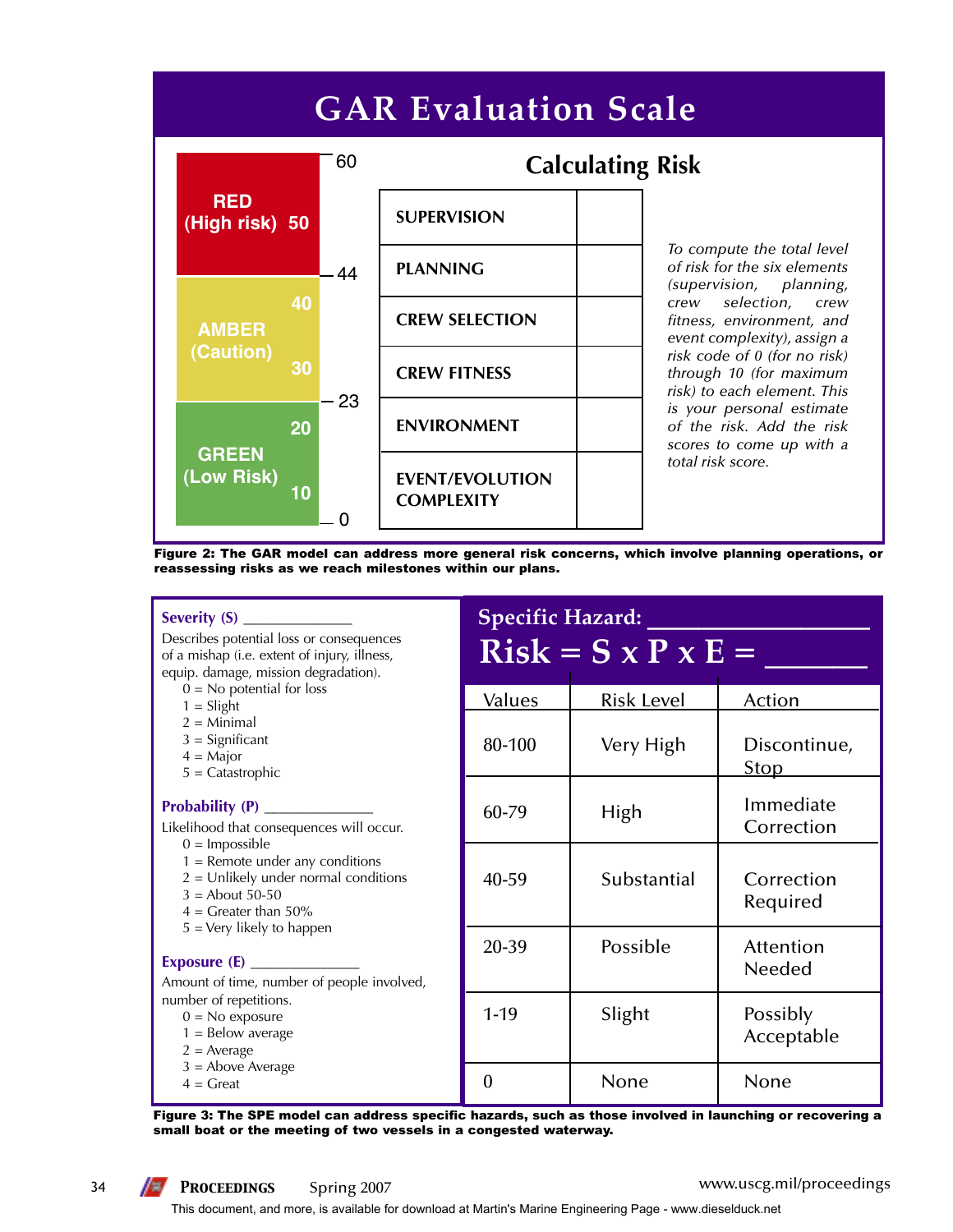## GAR Evaluation Scale

| Scale | Range |
|---|---|
| RED (High risk) 50 | 44–60 |
| AMBER (Caution) 40, 30 | 23–44 |
| GREEN (Low Risk) 20, 10 | 0–23 |

### Calculating Risk

| | |
|---|---|
| SUPERVISION | |
| PLANNING | |
| CREW SELECTION | |
| CREW FITNESS | |
| ENVIRONMENT | |
| EVENT/EVOLUTION COMPLEXITY | |

*To compute the total level of risk for the six elements (supervision, planning, crew selection, crew fitness, environment, and event complexity), assign a risk code of 0 (for no risk) through 10 (for maximum risk) to each element. This is your personal estimate of the risk. Add the risk scores to come up with a total risk score.*

**Figure 2: The GAR model can address more general risk concerns, which involve planning operations, or reassessing risks as we reach milestones within our plans.**

**Severity (S)** ______________

Describes potential loss or consequences of a mishap (i.e. extent of injury, illness, equip. damage, mission degradation).

- 0 = No potential for loss
- 1 = Slight
- 2 = Minimal
- 3 = Significant
- 4 = Major
- 5 = Catastrophic

**Probability (P)** ______________

Likelihood that consequences will occur.

- 0 = Impossible
- 1 = Remote under any conditions
- 2 = Unlikely under normal conditions
- 3 = About 50-50
- 4 = Greater than 50%
- 5 = Very likely to happen

**Exposure (E)** ______________

Amount of time, number of people involved, number of repetitions.

- 0 = No exposure
- 1 = Below average
- 2 = Average
- 3 = Above Average
- 4 = Great

### Specific Hazard: ________________

### Risk = S x P x E = ______

| Values | Risk Level | Action |
|---|---|---|
| 80-100 | Very High | Discontinue, Stop |
| 60-79 | High | Immediate Correction |
| 40-59 | Substantial | Correction Required |
| 20-39 | Possible | Attention Needed |
| 1-19 | Slight | Possibly Acceptable |
| 0 | None | None |

**Figure 3: The SPE model can address specific hazards, such as those involved in launching or recovering a small boat or the meeting of two vessels in a congested waterway.**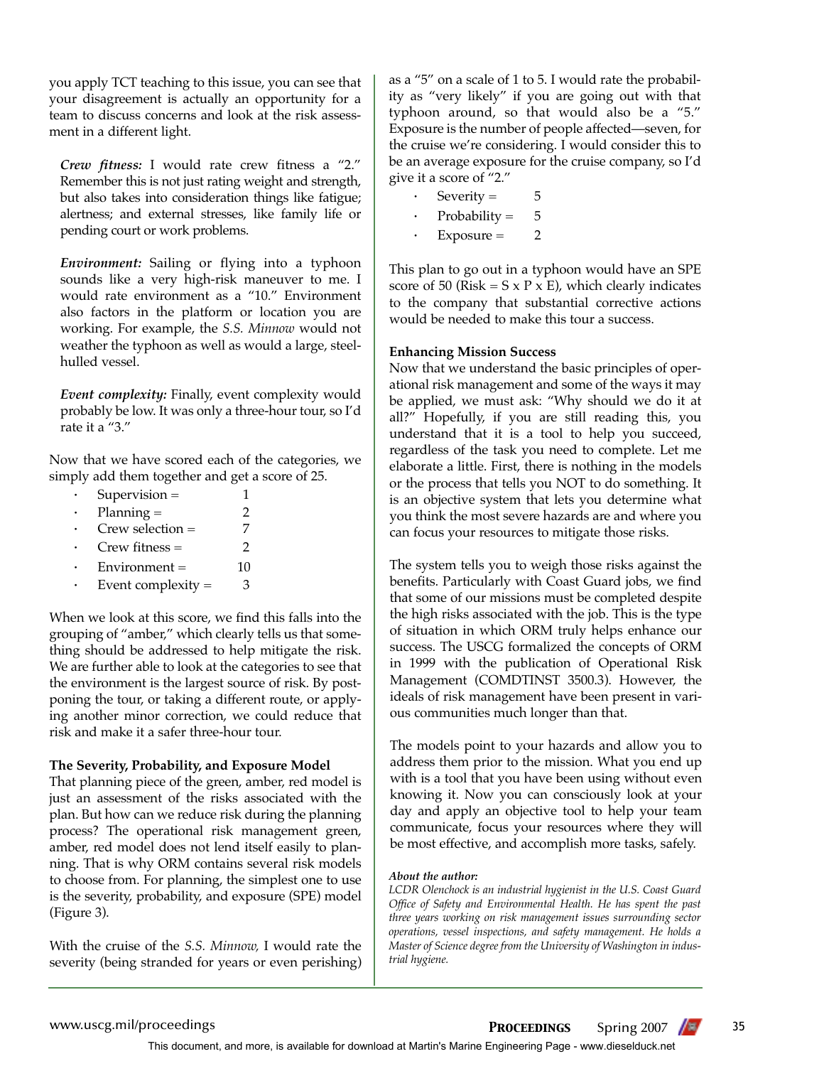you apply TCT teaching to this issue, you can see that your disagreement is actually an opportunity for a team to discuss concerns and look at the risk assessment in a different light.

***Crew fitness:*** I would rate crew fitness a "2." Remember this is not just rating weight and strength, but also takes into consideration things like fatigue; alertness; and external stresses, like family life or pending court or work problems.

***Environment:*** Sailing or flying into a typhoon sounds like a very high-risk maneuver to me. I would rate environment as a "10." Environment also factors in the platform or location you are working. For example, the *S.S. Minnow* would not weather the typhoon as well as would a large, steel-hulled vessel.

***Event complexity:*** Finally, event complexity would probably be low. It was only a three-hour tour, so I'd rate it a "3."

Now that we have scored each of the categories, we simply add them together and get a score of 25.

- Supervision = 1
- Planning = 2
- Crew selection = 7
- Crew fitness = 2
- Environment = 10
- Event complexity = 3

When we look at this score, we find this falls into the grouping of "amber," which clearly tells us that something should be addressed to help mitigate the risk. We are further able to look at the categories to see that the environment is the largest source of risk. By postponing the tour, or taking a different route, or applying another minor correction, we could reduce that risk and make it a safer three-hour tour.

**The Severity, Probability, and Exposure Model**

That planning piece of the green, amber, red model is just an assessment of the risks associated with the plan. But how can we reduce risk during the planning process? The operational risk management green, amber, red model does not lend itself easily to planning. That is why ORM contains several risk models to choose from. For planning, the simplest one to use is the severity, probability, and exposure (SPE) model (Figure 3).

With the cruise of the *S.S. Minnow,* I would rate the severity (being stranded for years or even perishing) as a "5" on a scale of 1 to 5. I would rate the probability as "very likely" if you are going out with that typhoon around, so that would also be a "5." Exposure is the number of people affected—seven, for the cruise we're considering. I would consider this to be an average exposure for the cruise company, so I'd give it a score of "2."

- Severity = 5
- Probability = 5
- Exposure = 2

This plan to go out in a typhoon would have an SPE score of 50 (Risk = S x P x E), which clearly indicates to the company that substantial corrective actions would be needed to make this tour a success.

**Enhancing Mission Success**

Now that we understand the basic principles of operational risk management and some of the ways it may be applied, we must ask: "Why should we do it at all?" Hopefully, if you are still reading this, you understand that it is a tool to help you succeed, regardless of the task you need to complete. Let me elaborate a little. First, there is nothing in the models or the process that tells you NOT to do something. It is an objective system that lets you determine what you think the most severe hazards are and where you can focus your resources to mitigate those risks.

The system tells you to weigh those risks against the benefits. Particularly with Coast Guard jobs, we find that some of our missions must be completed despite the high risks associated with the job. This is the type of situation in which ORM truly helps enhance our success. The USCG formalized the concepts of ORM in 1999 with the publication of Operational Risk Management (COMDTINST 3500.3). However, the ideals of risk management have been present in various communities much longer than that.

The models point to your hazards and allow you to address them prior to the mission. What you end up with is a tool that you have been using without even knowing it. Now you can consciously look at your day and apply an objective tool to help your team communicate, focus your resources where they will be most effective, and accomplish more tasks, safely.

***About the author:***

*LCDR Olenchock is an industrial hygienist in the U.S. Coast Guard Office of Safety and Environmental Health. He has spent the past three years working on risk management issues surrounding sector operations, vessel inspections, and safety management. He holds a Master of Science degree from the University of Washington in industrial hygiene.*